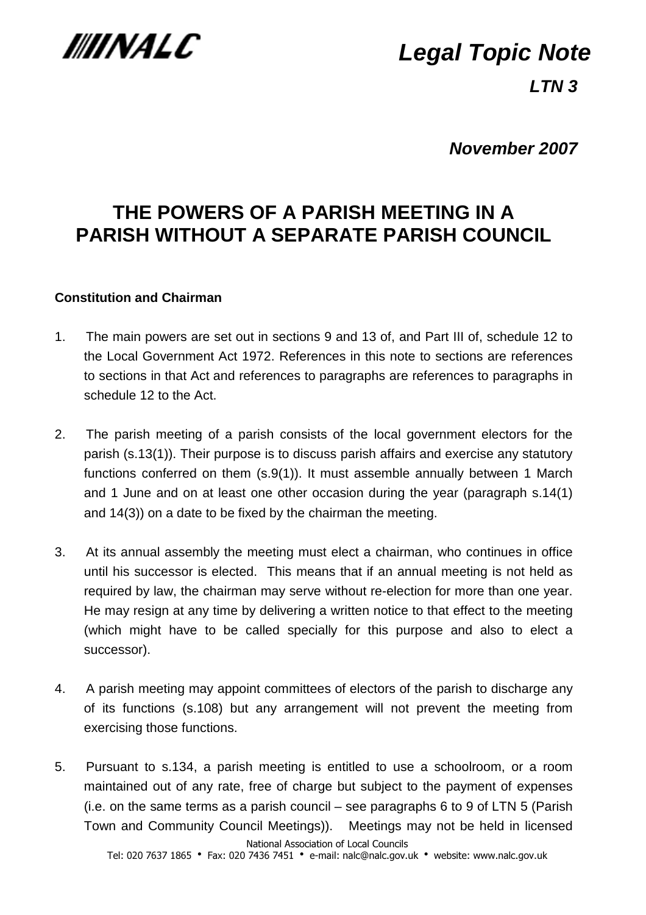NALC

*Legal Topic Note*

***LTN 3***

***November 2007***

# THE POWERS OF A PARISH MEETING IN A PARISH WITHOUT A SEPARATE PARISH COUNCIL

**Constitution and Chairman**

1. The main powers are set out in sections 9 and 13 of, and Part III of, schedule 12 to the Local Government Act 1972. References in this note to sections are references to sections in that Act and references to paragraphs are references to paragraphs in schedule 12 to the Act.

2. The parish meeting of a parish consists of the local government electors for the parish (s.13(1)). Their purpose is to discuss parish affairs and exercise any statutory functions conferred on them (s.9(1)). It must assemble annually between 1 March and 1 June and on at least one other occasion during the year (paragraph s.14(1) and 14(3)) on a date to be fixed by the chairman the meeting.

3. At its annual assembly the meeting must elect a chairman, who continues in office until his successor is elected. This means that if an annual meeting is not held as required by law, the chairman may serve without re-election for more than one year. He may resign at any time by delivering a written notice to that effect to the meeting (which might have to be called specially for this purpose and also to elect a successor).

4. A parish meeting may appoint committees of electors of the parish to discharge any of its functions (s.108) but any arrangement will not prevent the meeting from exercising those functions.

5. Pursuant to s.134, a parish meeting is entitled to use a schoolroom, or a room maintained out of any rate, free of charge but subject to the payment of expenses (i.e. on the same terms as a parish council – see paragraphs 6 to 9 of LTN 5 (Parish Town and Community Council Meetings)). Meetings may not be held in licensed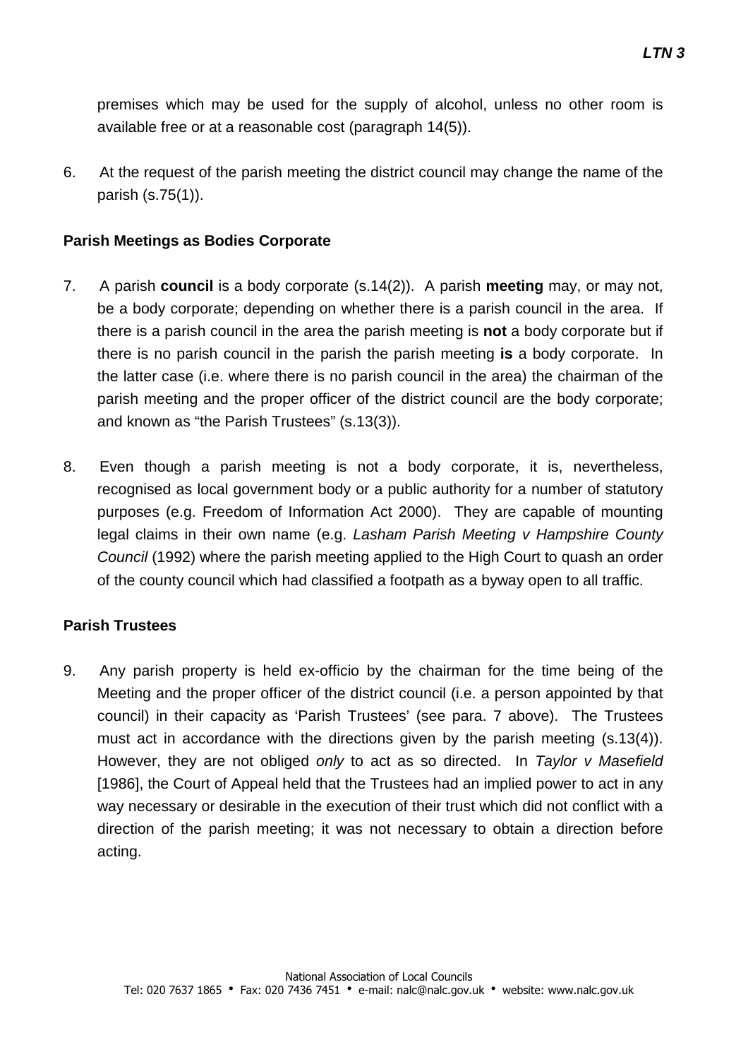premises which may be used for the supply of alcohol, unless no other room is available free or at a reasonable cost (paragraph 14(5)).

6. At the request of the parish meeting the district council may change the name of the parish (s.75(1)).

**Parish Meetings as Bodies Corporate**

7. A parish **council** is a body corporate (s.14(2)). A parish **meeting** may, or may not, be a body corporate; depending on whether there is a parish council in the area. If there is a parish council in the area the parish meeting is **not** a body corporate but if there is no parish council in the parish the parish meeting **is** a body corporate. In the latter case (i.e. where there is no parish council in the area) the chairman of the parish meeting and the proper officer of the district council are the body corporate; and known as "the Parish Trustees" (s.13(3)).

8. Even though a parish meeting is not a body corporate, it is, nevertheless, recognised as local government body or a public authority for a number of statutory purposes (e.g. Freedom of Information Act 2000). They are capable of mounting legal claims in their own name (e.g. *Lasham Parish Meeting v Hampshire County Council* (1992) where the parish meeting applied to the High Court to quash an order of the county council which had classified a footpath as a byway open to all traffic.

**Parish Trustees**

9. Any parish property is held ex-officio by the chairman for the time being of the Meeting and the proper officer of the district council (i.e. a person appointed by that council) in their capacity as 'Parish Trustees' (see para. 7 above). The Trustees must act in accordance with the directions given by the parish meeting (s.13(4)). However, they are not obliged *only* to act as so directed. In *Taylor v Masefield* [1986], the Court of Appeal held that the Trustees had an implied power to act in any way necessary or desirable in the execution of their trust which did not conflict with a direction of the parish meeting; it was not necessary to obtain a direction before acting.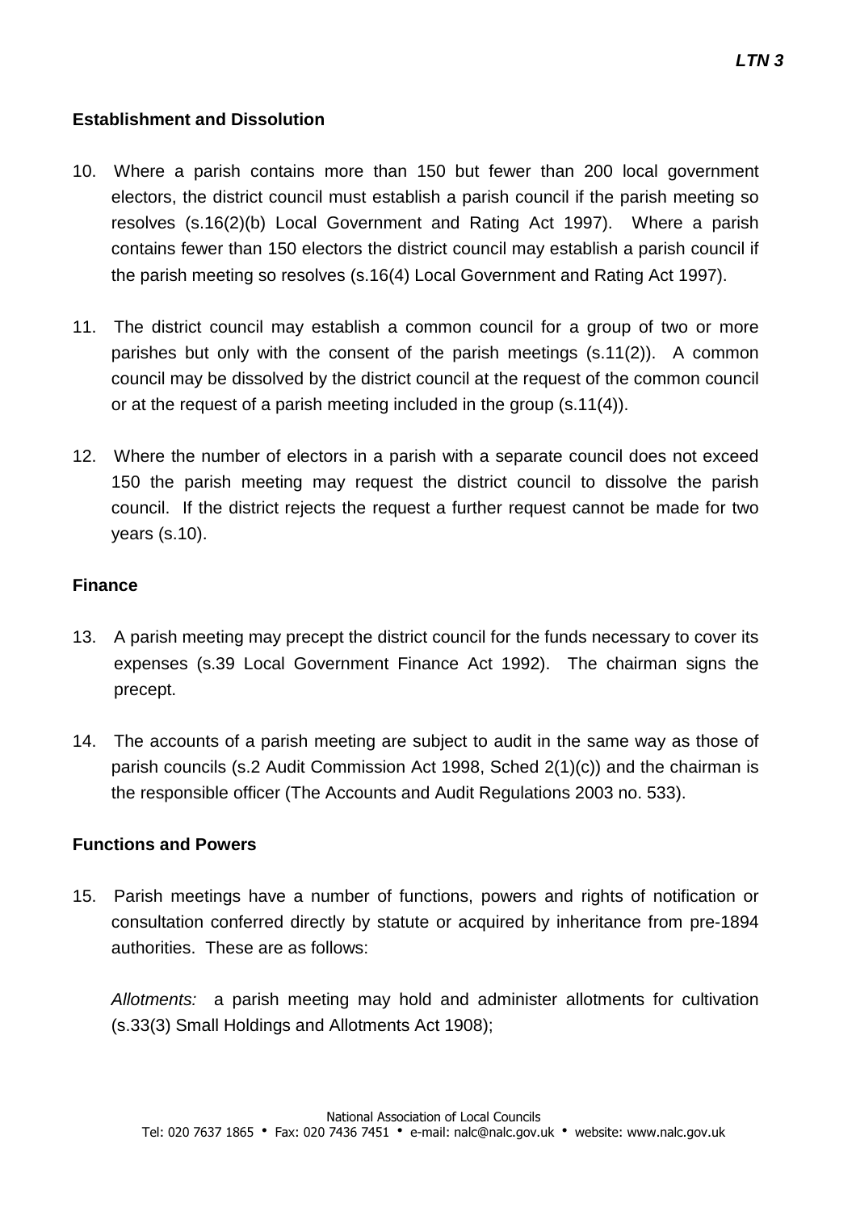**Establishment and Dissolution**

10. Where a parish contains more than 150 but fewer than 200 local government electors, the district council must establish a parish council if the parish meeting so resolves (s.16(2)(b) Local Government and Rating Act 1997). Where a parish contains fewer than 150 electors the district council may establish a parish council if the parish meeting so resolves (s.16(4) Local Government and Rating Act 1997).

11. The district council may establish a common council for a group of two or more parishes but only with the consent of the parish meetings (s.11(2)). A common council may be dissolved by the district council at the request of the common council or at the request of a parish meeting included in the group (s.11(4)).

12. Where the number of electors in a parish with a separate council does not exceed 150 the parish meeting may request the district council to dissolve the parish council. If the district rejects the request a further request cannot be made for two years (s.10).

**Finance**

13. A parish meeting may precept the district council for the funds necessary to cover its expenses (s.39 Local Government Finance Act 1992). The chairman signs the precept.

14. The accounts of a parish meeting are subject to audit in the same way as those of parish councils (s.2 Audit Commission Act 1998, Sched 2(1)(c)) and the chairman is the responsible officer (The Accounts and Audit Regulations 2003 no. 533).

**Functions and Powers**

15. Parish meetings have a number of functions, powers and rights of notification or consultation conferred directly by statute or acquired by inheritance from pre-1894 authorities. These are as follows:

*Allotments:* a parish meeting may hold and administer allotments for cultivation (s.33(3) Small Holdings and Allotments Act 1908);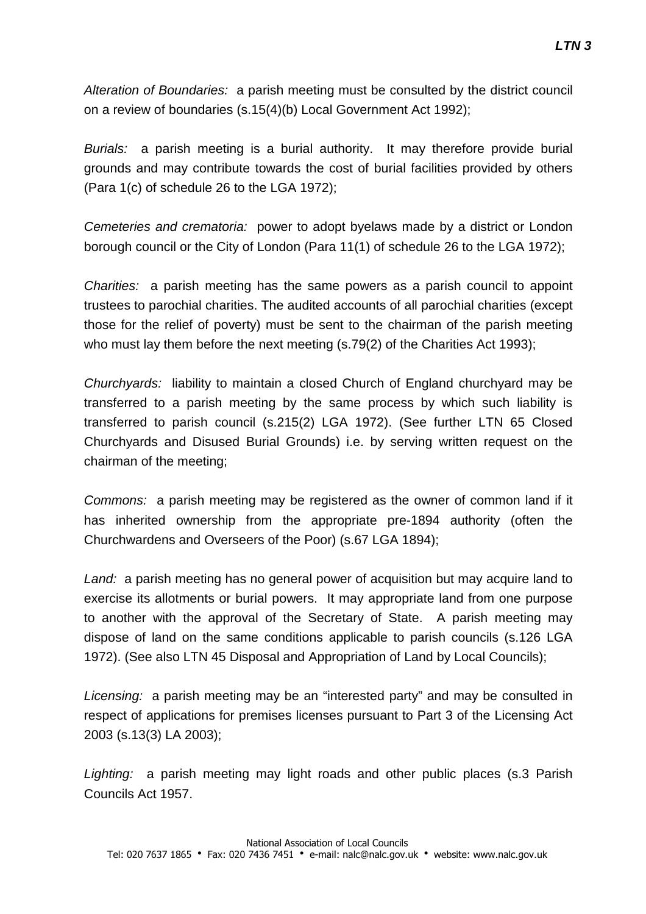*Alteration of Boundaries:* a parish meeting must be consulted by the district council on a review of boundaries (s.15(4)(b) Local Government Act 1992);

*Burials:* a parish meeting is a burial authority. It may therefore provide burial grounds and may contribute towards the cost of burial facilities provided by others (Para 1(c) of schedule 26 to the LGA 1972);

*Cemeteries and crematoria:* power to adopt byelaws made by a district or London borough council or the City of London (Para 11(1) of schedule 26 to the LGA 1972);

*Charities:* a parish meeting has the same powers as a parish council to appoint trustees to parochial charities. The audited accounts of all parochial charities (except those for the relief of poverty) must be sent to the chairman of the parish meeting who must lay them before the next meeting (s.79(2) of the Charities Act 1993);

*Churchyards:* liability to maintain a closed Church of England churchyard may be transferred to a parish meeting by the same process by which such liability is transferred to parish council (s.215(2) LGA 1972). (See further LTN 65 Closed Churchyards and Disused Burial Grounds) i.e. by serving written request on the chairman of the meeting;

*Commons:* a parish meeting may be registered as the owner of common land if it has inherited ownership from the appropriate pre-1894 authority (often the Churchwardens and Overseers of the Poor) (s.67 LGA 1894);

*Land:* a parish meeting has no general power of acquisition but may acquire land to exercise its allotments or burial powers. It may appropriate land from one purpose to another with the approval of the Secretary of State. A parish meeting may dispose of land on the same conditions applicable to parish councils (s.126 LGA 1972). (See also LTN 45 Disposal and Appropriation of Land by Local Councils);

*Licensing:* a parish meeting may be an "interested party" and may be consulted in respect of applications for premises licenses pursuant to Part 3 of the Licensing Act 2003 (s.13(3) LA 2003);

*Lighting:* a parish meeting may light roads and other public places (s.3 Parish Councils Act 1957.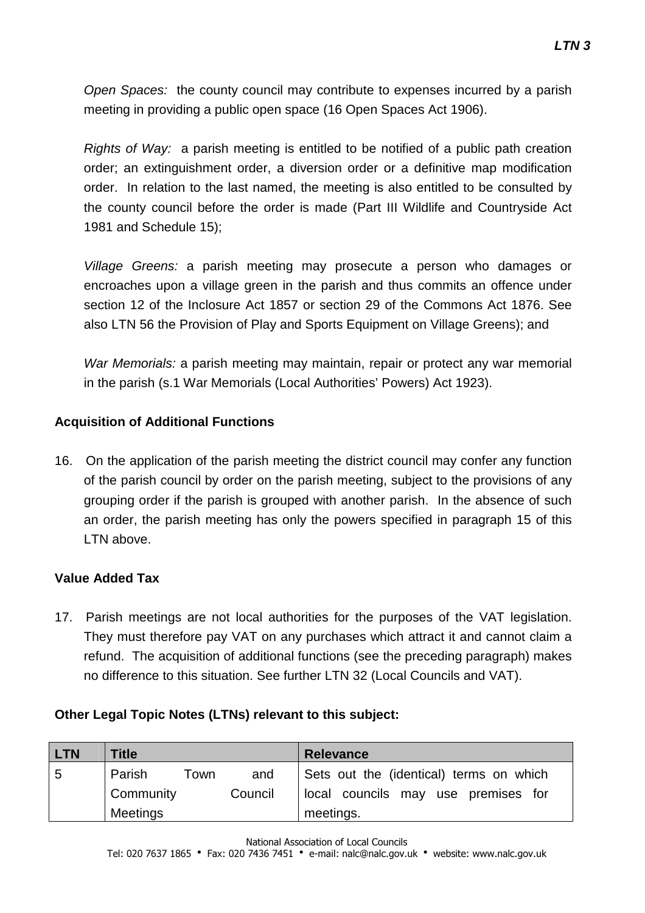*Open Spaces:* the county council may contribute to expenses incurred by a parish meeting in providing a public open space (16 Open Spaces Act 1906).

*Rights of Way:* a parish meeting is entitled to be notified of a public path creation order; an extinguishment order, a diversion order or a definitive map modification order. In relation to the last named, the meeting is also entitled to be consulted by the county council before the order is made (Part III Wildlife and Countryside Act 1981 and Schedule 15);

*Village Greens:* a parish meeting may prosecute a person who damages or encroaches upon a village green in the parish and thus commits an offence under section 12 of the Inclosure Act 1857 or section 29 of the Commons Act 1876. See also LTN 56 the Provision of Play and Sports Equipment on Village Greens); and

*War Memorials:* a parish meeting may maintain, repair or protect any war memorial in the parish (s.1 War Memorials (Local Authorities' Powers) Act 1923).

**Acquisition of Additional Functions**

16. On the application of the parish meeting the district council may confer any function of the parish council by order on the parish meeting, subject to the provisions of any grouping order if the parish is grouped with another parish. In the absence of such an order, the parish meeting has only the powers specified in paragraph 15 of this LTN above.

**Value Added Tax**

17. Parish meetings are not local authorities for the purposes of the VAT legislation. They must therefore pay VAT on any purchases which attract it and cannot claim a refund. The acquisition of additional functions (see the preceding paragraph) makes no difference to this situation. See further LTN 32 (Local Councils and VAT).

**Other Legal Topic Notes (LTNs) relevant to this subject:**

| LTN | Title | Relevance |
|---|---|---|
| 5 | Parish Town and Community Council Meetings | Sets out the (identical) terms on which local councils may use premises for meetings. |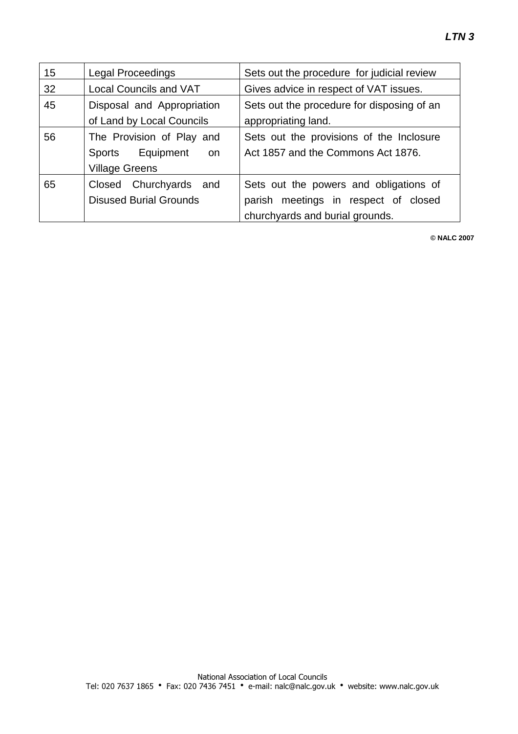| | | |
|---|---|---|
| 15 | Legal Proceedings | Sets out the procedure for judicial review |
| 32 | Local Councils and VAT | Gives advice in respect of VAT issues. |
| 45 | Disposal and Appropriation of Land by Local Councils | Sets out the procedure for disposing of an appropriating land. |
| 56 | The Provision of Play and Sports Equipment on Village Greens | Sets out the provisions of the Inclosure Act 1857 and the Commons Act 1876. |
| 65 | Closed Churchyards and Disused Burial Grounds | Sets out the powers and obligations of parish meetings in respect of closed churchyards and burial grounds. |

**© NALC 2007**